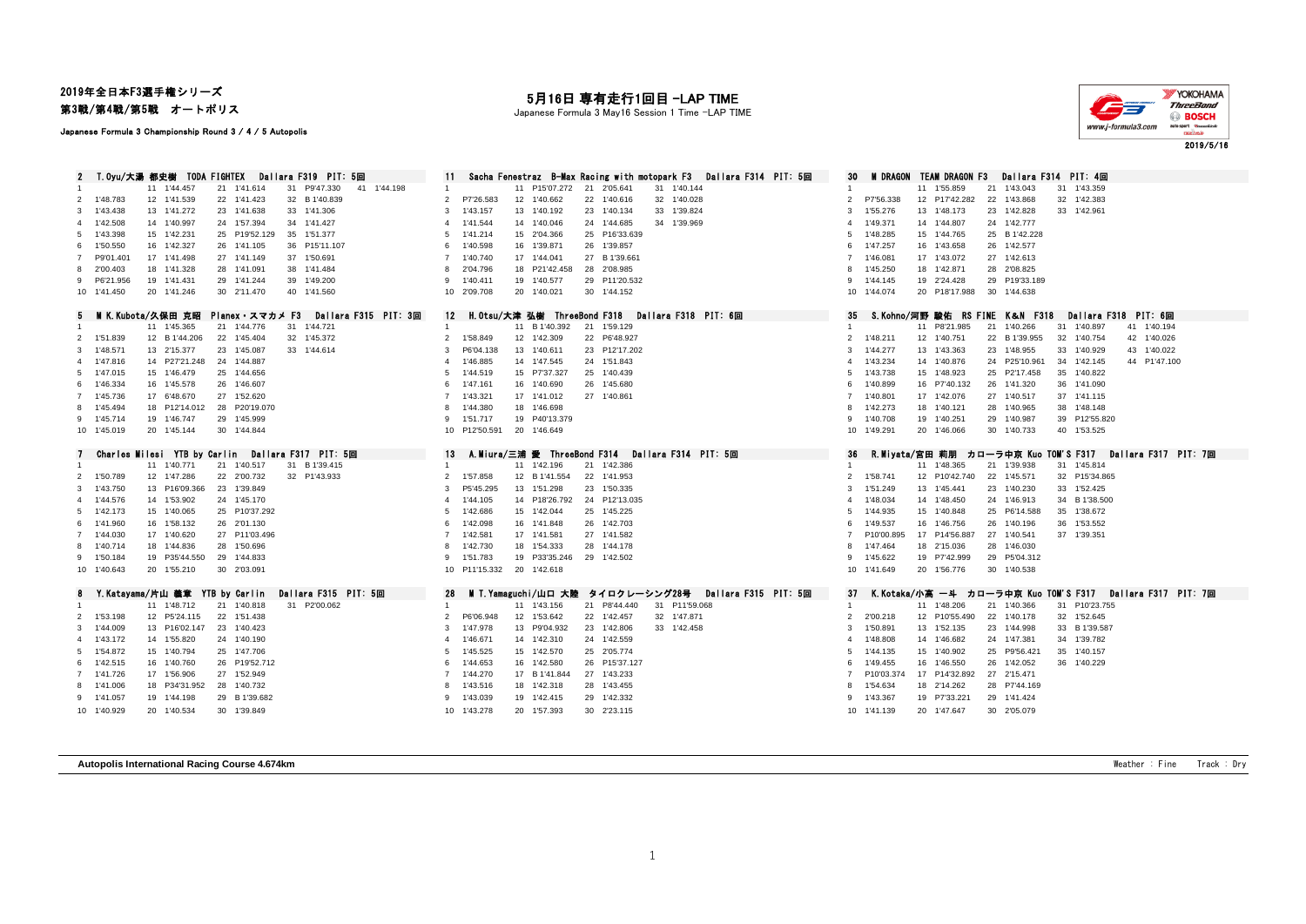# 2019年全日本F3選手権シリーズ
## 第3戦/第4戦/第5戦　オートポリス

Japanese Formula 3 Championship Round 3 / 4 / 5 Autopolis

## 5月16日 専有走行1回目 -LAP TIME

Japanese Formula 3 May16 Session 1 Time -LAP TIME

2019/5/16

### 2　T.Oyu/大湯 都史樹　TODA FIGHTEX　Dallara F319　PIT: 5回

| Lap | Time | Lap | Time | Lap | Time | Lap | Time | Lap | Time |
|---|---|---|---|---|---|---|---|---|---|
| 1 | | 11 | 1'44.457 | 21 | 1'41.614 | 31 | P9'47.330 | 41 | 1'44.198 |
| 2 | 1'48.783 | 12 | 1'41.539 | 22 | 1'41.423 | 32 | B 1'40.839 | | |
| 3 | 1'43.438 | 13 | 1'41.272 | 23 | 1'41.638 | 33 | 1'41.306 | | |
| 4 | 1'42.508 | 14 | 1'40.997 | 24 | 1'57.394 | 34 | 1'41.427 | | |
| 5 | 1'43.398 | 15 | 1'42.231 | 25 | P19'52.129 | 35 | 1'51.377 | | |
| 6 | 1'50.550 | 16 | 1'42.327 | 26 | 1'41.105 | 36 | P15'11.107 | | |
| 7 | P9'01.401 | 17 | 1'41.498 | 27 | 1'41.149 | 37 | 1'50.691 | | |
| 8 | 2'00.403 | 18 | 1'41.328 | 28 | 1'41.091 | 38 | 1'41.484 | | |
| 9 | P6'21.956 | 19 | 1'41.431 | 29 | 1'41.244 | 39 | 1'49.200 | | |
| 10 | 1'41.450 | 20 | 1'41.246 | 30 | 2'11.470 | 40 | 1'41.560 | | |

### 11　Sacha Fenestraz　B-Max Racing with motopark F3　Dallara F314　PIT: 5回

| Lap | Time | Lap | Time | Lap | Time | Lap | Time |
|---|---|---|---|---|---|---|---|
| 1 | | 11 | P15'07.272 | 21 | 2'05.641 | 31 | 1'40.144 |
| 2 | P7'26.583 | 12 | 1'40.662 | 22 | 1'40.616 | 32 | 1'40.028 |
| 3 | 1'43.157 | 13 | 1'40.192 | 23 | 1'40.134 | 33 | 1'39.824 |
| 4 | 1'41.544 | 14 | 1'40.046 | 24 | 1'44.685 | 34 | 1'39.969 |
| 5 | 1'41.214 | 15 | 2'04.366 | 25 | P16'33.639 | | |
| 6 | 1'40.598 | 16 | 1'39.871 | 26 | 1'39.857 | | |
| 7 | 1'40.740 | 17 | 1'44.041 | 27 | B 1'39.661 | | |
| 8 | 2'04.796 | 18 | P21'42.458 | 28 | 2'08.985 | | |
| 9 | 1'40.411 | 19 | 1'40.577 | 29 | P11'20.532 | | |
| 10 | 2'09.708 | 20 | 1'40.021 | 30 | 1'44.152 | | |

### 30　M DRAGON　TEAM DRAGON F3　Dallara F314　PIT: 4回

| Lap | Time | Lap | Time | Lap | Time | Lap | Time |
|---|---|---|---|---|---|---|---|
| 1 | | 11 | 1'55.859 | 21 | 1'43.043 | 31 | 1'43.359 |
| 2 | P7'56.338 | 12 | P17'42.282 | 22 | 1'43.868 | 32 | 1'42.383 |
| 3 | 1'55.276 | 13 | 1'48.173 | 23 | 1'42.828 | 33 | 1'42.961 |
| 4 | 1'49.371 | 14 | 1'44.807 | 24 | 1'42.777 | | |
| 5 | 1'48.285 | 15 | 1'44.765 | 25 | B 1'42.228 | | |
| 6 | 1'47.257 | 16 | 1'43.658 | 26 | 1'42.577 | | |
| 7 | 1'46.081 | 17 | 1'43.072 | 27 | 1'42.613 | | |
| 8 | 1'45.250 | 18 | 1'42.871 | 28 | 2'08.825 | | |
| 9 | 1'44.145 | 19 | 2'24.428 | 29 | P19'33.189 | | |
| 10 | 1'44.074 | 20 | P18'17.988 | 30 | 1'44.638 | | |

### 5　M K.Kubota/久保田 克昭　Planex・スマカメ F3　Dallara F315　PIT: 3回

| Lap | Time | Lap | Time | Lap | Time | Lap | Time |
|---|---|---|---|---|---|---|---|
| 1 | | 11 | 1'45.365 | 21 | 1'44.776 | 31 | 1'44.721 |
| 2 | 1'51.839 | 12 | B 1'44.206 | 22 | 1'45.404 | 32 | 1'45.372 |
| 3 | 1'48.571 | 13 | 2'15.377 | 23 | 1'45.087 | 33 | 1'44.614 |
| 4 | 1'47.816 | 14 | P27'21.248 | 24 | 1'44.887 | | |
| 5 | 1'47.015 | 15 | 1'46.479 | 25 | 1'44.656 | | |
| 6 | 1'46.334 | 16 | 1'45.578 | 26 | 1'46.607 | | |
| 7 | 1'45.736 | 17 | 6'48.670 | 27 | 1'52.620 | | |
| 8 | 1'45.494 | 18 | P12'14.012 | 28 | P20'19.070 | | |
| 9 | 1'45.714 | 19 | 1'46.747 | 29 | 1'45.999 | | |
| 10 | 1'45.019 | 20 | 1'45.144 | 30 | 1'44.844 | | |

### 12　H.Otsu/大津 弘樹　ThreeBond F318　Dallara F318　PIT: 6回

| Lap | Time | Lap | Time | Lap | Time |
|---|---|---|---|---|---|
| 1 | | 11 | B 1'40.392 | 21 | 1'59.129 |
| 2 | 1'58.849 | 12 | 1'42.309 | 22 | P6'48.927 |
| 3 | P6'04.138 | 13 | 1'40.611 | 23 | P12'17.202 |
| 4 | 1'46.885 | 14 | 1'47.545 | 24 | 1'51.843 |
| 5 | 1'44.519 | 15 | P7'37.327 | 25 | 1'40.439 |
| 6 | 1'47.161 | 16 | 1'40.690 | 26 | 1'45.680 |
| 7 | 1'43.321 | 17 | 1'41.012 | 27 | 1'40.861 |
| 8 | 1'44.380 | 18 | 1'46.698 | | |
| 9 | 1'51.717 | 19 | P40'13.379 | | |
| 10 | P12'50.591 | 20 | 1'46.649 | | |

### 35　S.Kohno/河野 駿佑　RS FINE K&N F318　Dallara F318　PIT: 6回

| Lap | Time | Lap | Time | Lap | Time | Lap | Time | Lap | Time |
|---|---|---|---|---|---|---|---|---|---|
| 1 | | 11 | P8'21.985 | 21 | 1'40.266 | 31 | 1'40.897 | 41 | 1'40.194 |
| 2 | 1'48.211 | 12 | 1'40.751 | 22 | B 1'39.955 | 32 | 1'40.754 | 42 | 1'40.026 |
| 3 | 1'44.277 | 13 | 1'43.363 | 23 | 1'48.955 | 33 | 1'40.929 | 43 | 1'40.022 |
| 4 | 1'43.234 | 14 | 1'40.876 | 24 | P25'10.961 | 34 | 1'42.145 | 44 | P1'47.100 |
| 5 | 1'43.738 | 15 | 1'48.923 | 25 | P2'17.458 | 35 | 1'40.822 | | |
| 6 | 1'40.899 | 16 | P7'40.132 | 26 | 1'41.320 | 36 | 1'41.090 | | |
| 7 | 1'40.801 | 17 | 1'42.076 | 27 | 1'40.517 | 37 | 1'41.115 | | |
| 8 | 1'42.273 | 18 | 1'40.121 | 28 | 1'40.965 | 38 | 1'48.148 | | |
| 9 | 1'40.708 | 19 | 1'40.251 | 29 | 1'40.987 | 39 | P12'55.820 | | |
| 10 | 1'49.291 | 20 | 1'46.066 | 30 | 1'40.733 | 40 | 1'53.525 | | |

### 7　Charles Milesi　YTB by Carlin　Dallara F317　PIT: 5回

| Lap | Time | Lap | Time | Lap | Time | Lap | Time |
|---|---|---|---|---|---|---|---|
| 1 | | 11 | 1'40.771 | 21 | 1'40.517 | 31 | B 1'39.415 |
| 2 | 1'50.789 | 12 | 1'47.286 | 22 | 2'00.732 | 32 | P1'43.933 |
| 3 | 1'43.750 | 13 | P16'09.366 | 23 | 1'39.849 | | |
| 4 | 1'44.576 | 14 | 1'53.902 | 24 | 1'45.170 | | |
| 5 | 1'42.173 | 15 | 1'40.065 | 25 | P10'37.292 | | |
| 6 | 1'41.960 | 16 | 1'58.132 | 26 | 2'01.130 | | |
| 7 | 1'44.030 | 17 | 1'40.620 | 27 | P11'03.496 | | |
| 8 | 1'40.714 | 18 | 1'44.836 | 28 | 1'50.696 | | |
| 9 | 1'50.184 | 19 | P35'44.550 | 29 | 1'44.833 | | |
| 10 | 1'40.643 | 20 | 1'55.210 | 30 | 2'03.091 | | |

### 13　A.Miura/三浦 愛　ThreeBond F314　Dallara F314　PIT: 5回

| Lap | Time | Lap | Time | Lap | Time |
|---|---|---|---|---|---|
| 1 | | 11 | 1'42.196 | 21 | 1'42.386 |
| 2 | 1'57.858 | 12 | B 1'41.554 | 22 | 1'41.953 |
| 3 | P5'45.295 | 13 | 1'51.298 | 23 | 1'50.335 |
| 4 | 1'44.105 | 14 | P18'26.792 | 24 | P12'13.035 |
| 5 | 1'42.686 | 15 | 1'42.044 | 25 | 1'45.225 |
| 6 | 1'42.098 | 16 | 1'41.848 | 26 | 1'42.703 |
| 7 | 1'42.581 | 17 | 1'41.581 | 27 | 1'41.582 |
| 8 | 1'42.730 | 18 | 1'54.333 | 28 | 1'44.178 |
| 9 | 1'51.783 | 19 | P33'35.246 | 29 | 1'42.502 |
| 10 | P11'15.332 | 20 | 1'42.618 | | |

### 36　R.Miyata/宮田 莉朋　カローラ中京 Kuo TOM'S F317　Dallara F317　PIT: 7回

| Lap | Time | Lap | Time | Lap | Time | Lap | Time |
|---|---|---|---|---|---|---|---|
| 1 | | 11 | 1'48.365 | 21 | 1'39.938 | 31 | 1'45.814 |
| 2 | 1'58.741 | 12 | P10'42.740 | 22 | 1'45.571 | 32 | P15'34.865 |
| 3 | 1'51.249 | 13 | 1'45.441 | 23 | 1'40.230 | 33 | 1'52.425 |
| 4 | 1'48.034 | 14 | 1'48.450 | 24 | 1'46.913 | 34 | B 1'38.500 |
| 5 | 1'44.935 | 15 | 1'40.848 | 25 | P6'14.588 | 35 | 1'38.672 |
| 6 | 1'49.537 | 16 | 1'46.756 | 26 | 1'40.196 | 36 | 1'53.552 |
| 7 | P10'00.895 | 17 | P14'56.887 | 27 | 1'40.541 | 37 | 1'39.351 |
| 8 | 1'47.464 | 18 | 2'15.036 | 28 | 1'46.030 | | |
| 9 | 1'45.622 | 19 | P7'42.999 | 29 | P5'04.312 | | |
| 10 | 1'41.649 | 20 | 1'56.776 | 30 | 1'40.538 | | |

### 8　Y.Katayama/片山 義章　YTB by Carlin　Dallara F315　PIT: 5回

| Lap | Time | Lap | Time | Lap | Time | Lap | Time |
|---|---|---|---|---|---|---|---|
| 1 | | 11 | 1'48.712 | 21 | 1'40.818 | 31 | P2'00.062 |
| 2 | 1'53.198 | 12 | P5'24.115 | 22 | 1'51.438 | | |
| 3 | 1'44.009 | 13 | P16'02.147 | 23 | 1'40.423 | | |
| 4 | 1'43.172 | 14 | 1'55.820 | 24 | 1'40.190 | | |
| 5 | 1'54.872 | 15 | 1'40.794 | 25 | 1'47.706 | | |
| 6 | 1'42.515 | 16 | 1'40.760 | 26 | P19'52.712 | | |
| 7 | 1'41.726 | 17 | 1'56.906 | 27 | 1'52.949 | | |
| 8 | 1'41.006 | 18 | P34'31.952 | 28 | 1'40.732 | | |
| 9 | 1'41.057 | 19 | 1'44.198 | 29 | B 1'39.682 | | |
| 10 | 1'40.929 | 20 | 1'40.534 | 30 | 1'39.849 | | |

### 28　M T.Yamaguchi/山口 大陸　タイロクレーシング28号　Dallara F315　PIT: 5回

| Lap | Time | Lap | Time | Lap | Time | Lap | Time |
|---|---|---|---|---|---|---|---|
| 1 | | 11 | 1'43.156 | 21 | P8'44.440 | 31 | P11'59.068 |
| 2 | P6'06.948 | 12 | 1'53.642 | 22 | 1'42.457 | 32 | 1'47.871 |
| 3 | 1'47.978 | 13 | P9'04.932 | 23 | 1'42.806 | 33 | 1'42.458 |
| 4 | 1'46.671 | 14 | 1'42.310 | 24 | 1'42.559 | | |
| 5 | 1'45.525 | 15 | 1'42.570 | 25 | 2'05.774 | | |
| 6 | 1'44.653 | 16 | 1'42.580 | 26 | P15'37.127 | | |
| 7 | 1'44.270 | 17 | B 1'41.844 | 27 | 1'43.233 | | |
| 8 | 1'43.516 | 18 | 1'42.318 | 28 | 1'43.455 | | |
| 9 | 1'43.039 | 19 | 1'42.415 | 29 | 1'42.332 | | |
| 10 | 1'43.278 | 20 | 1'57.393 | 30 | 2'23.115 | | |

### 37　K.Kotaka/小高 一斗　カローラ中京 Kuo TOM'S F317　Dallara F317　PIT: 7回

| Lap | Time | Lap | Time | Lap | Time | Lap | Time |
|---|---|---|---|---|---|---|---|
| 1 | | 11 | 1'48.206 | 21 | 1'40.366 | 31 | P10'23.755 |
| 2 | 2'00.218 | 12 | P10'55.490 | 22 | 1'40.178 | 32 | 1'52.645 |
| 3 | 1'50.891 | 13 | 1'52.135 | 23 | 1'44.998 | 33 | B 1'39.587 |
| 4 | 1'48.808 | 14 | 1'46.682 | 24 | 1'47.381 | 34 | 1'39.782 |
| 5 | 1'44.135 | 15 | 1'40.902 | 25 | P9'56.421 | 35 | 1'40.157 |
| 6 | 1'49.455 | 16 | 1'46.550 | 26 | 1'42.052 | 36 | 1'40.229 |
| 7 | P10'03.374 | 17 | P14'32.892 | 27 | 2'15.471 | | |
| 8 | 1'54.634 | 18 | 2'14.262 | 28 | P7'44.169 | | |
| 9 | 1'43.367 | 19 | P7'33.221 | 29 | 1'41.424 | | |
| 10 | 1'41.139 | 20 | 1'47.647 | 30 | 2'05.079 | | |

**Autopolis International Racing Course 4.674km**　　Weather : Fine　Track : Dry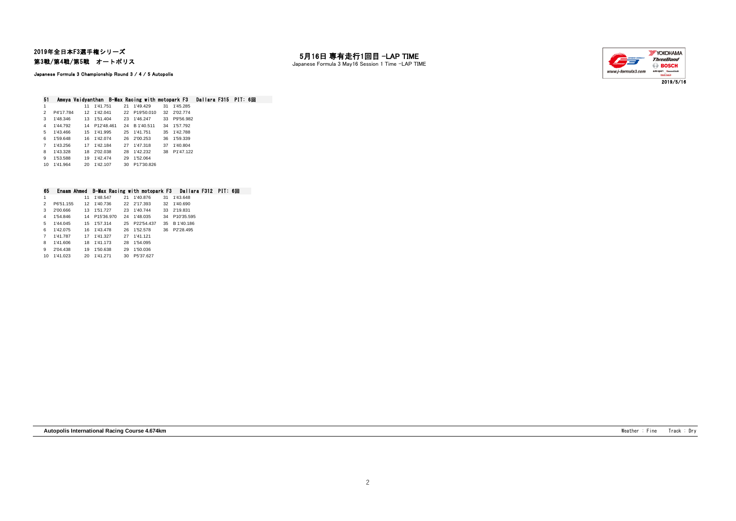2019年全日本F3選手権シリーズ

第3戦/第4戦/第5戦　オートポリス

Japanese Formula 3 Championship Round 3 / 4 / 5 Autopolis

# 5月16日 専有走行1回目 -LAP TIME

Japanese Formula 3 May16 Session 1 Time -LAP TIME

2019/5/16

**51　Ameya Vaidyanthan　B-Max Racing with motopark F3　Dallara F315　PIT: 6回**

| | | | | | | | |
|---|---|---|---|---|---|---|---|
| 1 | | 11 | 1'41.751 | 21 | 1'49.429 | 31 | 1'45.285 |
| 2 | P4'17.784 | 12 | 1'42.041 | 22 | P19'50.010 | 32 | 2'02.774 |
| 3 | 1'48.346 | 13 | 1'51.404 | 23 | 1'46.247 | 33 | P9'56.982 |
| 4 | 1'44.792 | 14 | P12'48.461 | 24 | B 1'40.511 | 34 | 1'57.792 |
| 5 | 1'43.466 | 15 | 1'41.995 | 25 | 1'41.751 | 35 | 1'42.788 |
| 6 | 1'59.648 | 16 | 1'42.074 | 26 | 2'00.253 | 36 | 1'59.339 |
| 7 | 1'43.256 | 17 | 1'42.184 | 27 | 1'47.318 | 37 | 1'40.804 |
| 8 | 1'43.328 | 18 | 2'02.038 | 28 | 1'42.232 | 38 | P1'47.122 |
| 9 | 1'53.588 | 19 | 1'42.474 | 29 | 1'52.064 | | |
| 10 | 1'41.964 | 20 | 1'42.107 | 30 | P17'30.826 | | |

**65　Enaam Ahmed　B-Max Racing with motopark F3　Dallara F312　PIT: 6回**

| | | | | | | | |
|---|---|---|---|---|---|---|---|
| 1 | | 11 | 1'48.547 | 21 | 1'40.876 | 31 | 1'43.648 |
| 2 | P6'51.155 | 12 | 1'40.736 | 22 | 2'17.393 | 32 | 1'40.690 |
| 3 | 2'00.666 | 13 | 1'51.727 | 23 | 1'40.744 | 33 | 2'19.831 |
| 4 | 1'54.846 | 14 | P15'36.970 | 24 | 1'48.035 | 34 | P10'35.595 |
| 5 | 1'44.045 | 15 | 1'57.314 | 25 | P22'54.437 | 35 | B 1'40.186 |
| 6 | 1'42.075 | 16 | 1'43.478 | 26 | 1'52.578 | 36 | P2'28.495 |
| 7 | 1'41.787 | 17 | 1'41.327 | 27 | 1'41.121 | | |
| 8 | 1'41.606 | 18 | 1'41.173 | 28 | 1'54.095 | | |
| 9 | 2'04.438 | 19 | 1'50.638 | 29 | 1'50.036 | | |
| 10 | 1'41.023 | 20 | 1'41.271 | 30 | P5'37.627 | | |

**Autopolis International Racing Course 4.674km**

Weather : Fine　Track : Dry